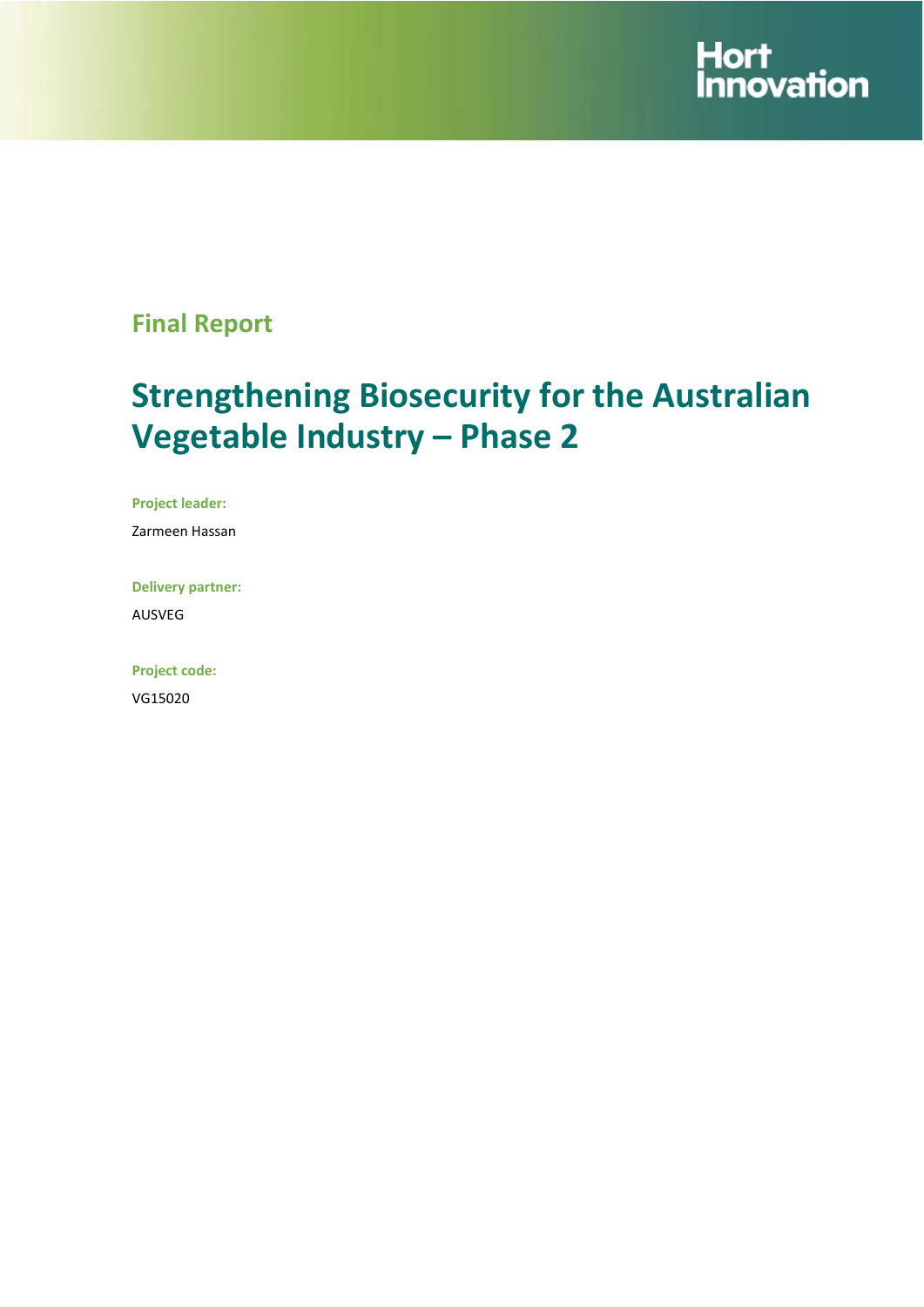Hort Innovation

## Final Report

# Strengthening Biosecurity for the Australian Vegetable Industry – Phase 2

**Project leader:**

Zarmeen Hassan

**Delivery partner:**

AUSVEG

**Project code:**

VG15020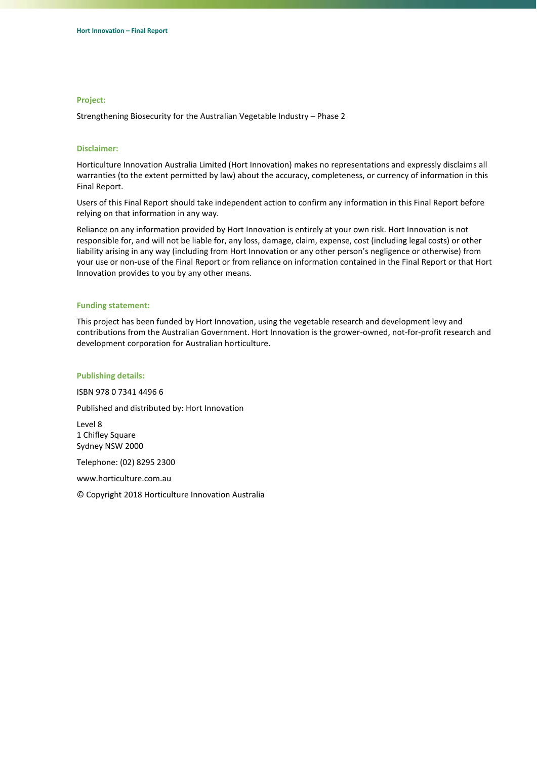### Project:

Strengthening Biosecurity for the Australian Vegetable Industry – Phase 2

### Disclaimer:

Horticulture Innovation Australia Limited (Hort Innovation) makes no representations and expressly disclaims all warranties (to the extent permitted by law) about the accuracy, completeness, or currency of information in this Final Report.

Users of this Final Report should take independent action to confirm any information in this Final Report before relying on that information in any way.

Reliance on any information provided by Hort Innovation is entirely at your own risk. Hort Innovation is not responsible for, and will not be liable for, any loss, damage, claim, expense, cost (including legal costs) or other liability arising in any way (including from Hort Innovation or any other person's negligence or otherwise) from your use or non-use of the Final Report or from reliance on information contained in the Final Report or that Hort Innovation provides to you by any other means.

### Funding statement:

This project has been funded by Hort Innovation, using the vegetable research and development levy and contributions from the Australian Government. Hort Innovation is the grower-owned, not-for-profit research and development corporation for Australian horticulture.

### Publishing details:

ISBN 978 0 7341 4496 6

Published and distributed by: Hort Innovation

Level 8
1 Chifley Square
Sydney NSW 2000

Telephone: (02) 8295 2300

www.horticulture.com.au

© Copyright 2018 Horticulture Innovation Australia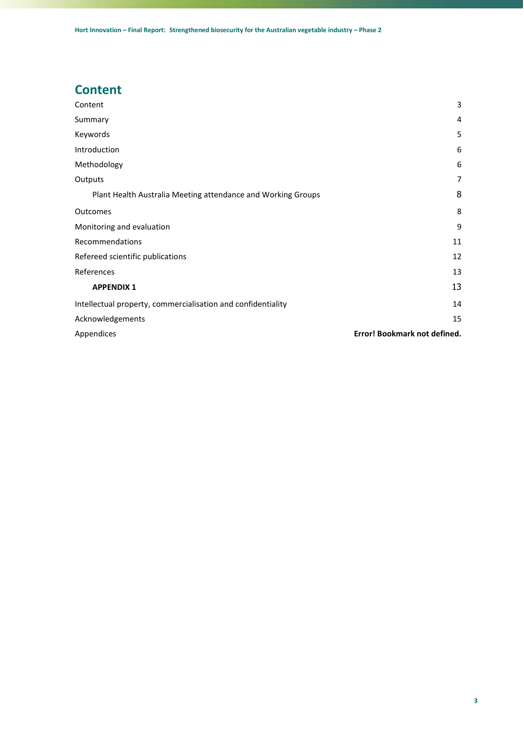# Content

| | |
|---|---|
| Content | 3 |
| Summary | 4 |
| Keywords | 5 |
| Introduction | 6 |
| Methodology | 6 |
| Outputs | 7 |
| Plant Health Australia Meeting attendance and Working Groups | 8 |
| Outcomes | 8 |
| Monitoring and evaluation | 9 |
| Recommendations | 11 |
| Refereed scientific publications | 12 |
| References | 13 |
| **APPENDIX 1** | 13 |
| Intellectual property, commercialisation and confidentiality | 14 |
| Acknowledgements | 15 |
| Appendices | **Error! Bookmark not defined.** |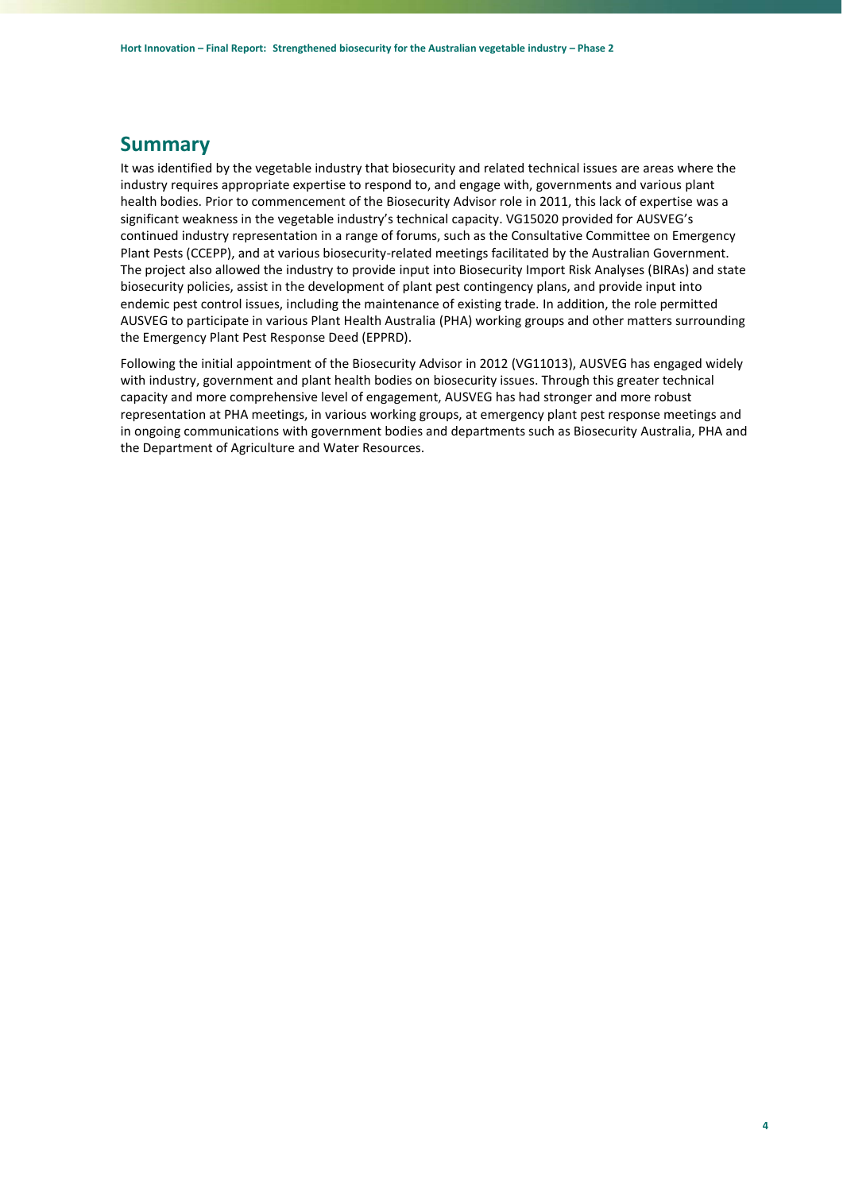## Summary

It was identified by the vegetable industry that biosecurity and related technical issues are areas where the industry requires appropriate expertise to respond to, and engage with, governments and various plant health bodies. Prior to commencement of the Biosecurity Advisor role in 2011, this lack of expertise was a significant weakness in the vegetable industry's technical capacity. VG15020 provided for AUSVEG's continued industry representation in a range of forums, such as the Consultative Committee on Emergency Plant Pests (CCEPP), and at various biosecurity-related meetings facilitated by the Australian Government. The project also allowed the industry to provide input into Biosecurity Import Risk Analyses (BIRAs) and state biosecurity policies, assist in the development of plant pest contingency plans, and provide input into endemic pest control issues, including the maintenance of existing trade. In addition, the role permitted AUSVEG to participate in various Plant Health Australia (PHA) working groups and other matters surrounding the Emergency Plant Pest Response Deed (EPPRD).

Following the initial appointment of the Biosecurity Advisor in 2012 (VG11013), AUSVEG has engaged widely with industry, government and plant health bodies on biosecurity issues. Through this greater technical capacity and more comprehensive level of engagement, AUSVEG has had stronger and more robust representation at PHA meetings, in various working groups, at emergency plant pest response meetings and in ongoing communications with government bodies and departments such as Biosecurity Australia, PHA and the Department of Agriculture and Water Resources.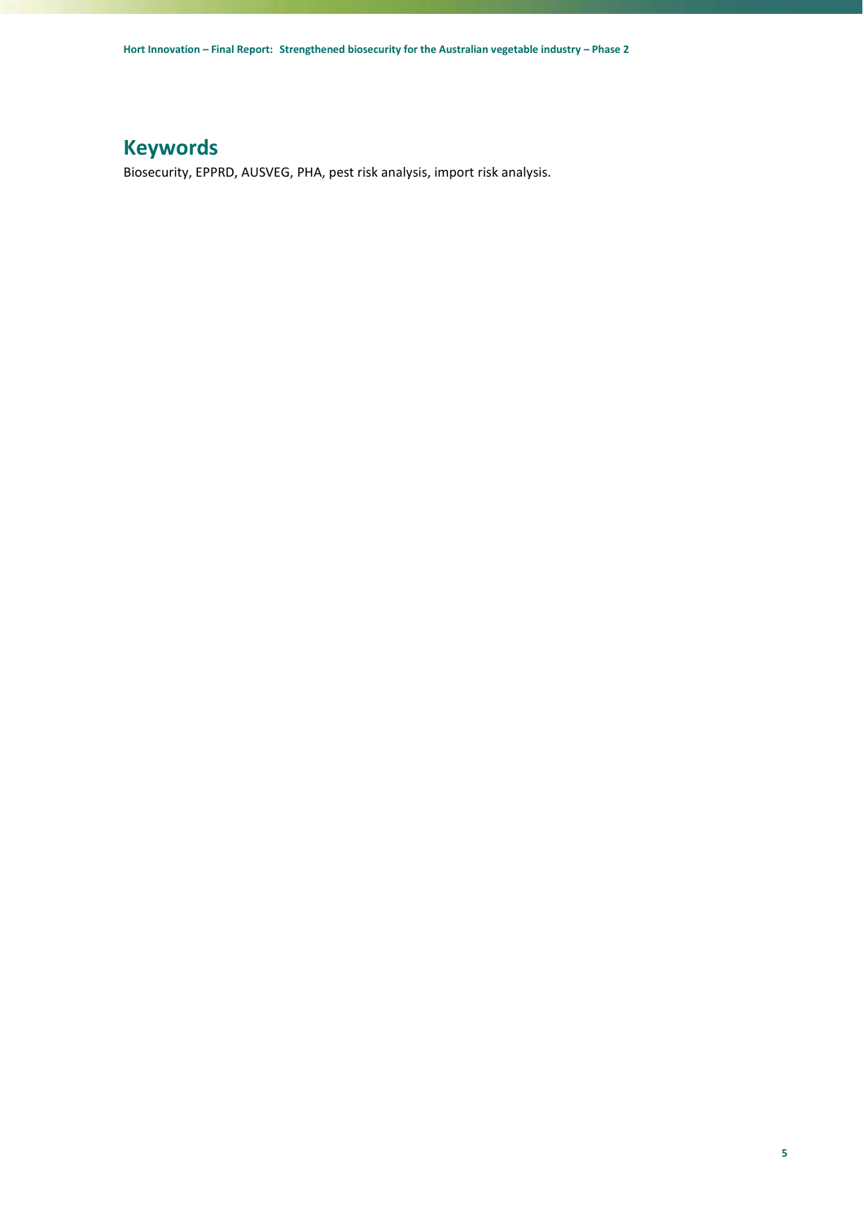# Keywords

Biosecurity, EPPRD, AUSVEG, PHA, pest risk analysis, import risk analysis.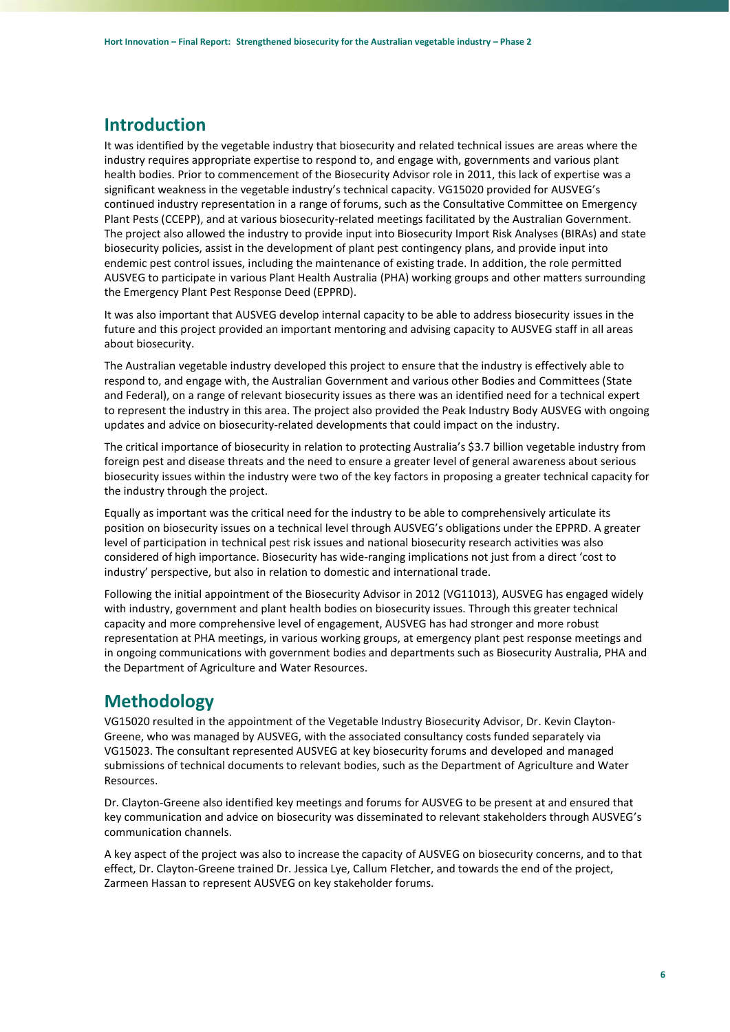## Introduction

It was identified by the vegetable industry that biosecurity and related technical issues are areas where the industry requires appropriate expertise to respond to, and engage with, governments and various plant health bodies. Prior to commencement of the Biosecurity Advisor role in 2011, this lack of expertise was a significant weakness in the vegetable industry's technical capacity. VG15020 provided for AUSVEG's continued industry representation in a range of forums, such as the Consultative Committee on Emergency Plant Pests (CCEPP), and at various biosecurity-related meetings facilitated by the Australian Government. The project also allowed the industry to provide input into Biosecurity Import Risk Analyses (BIRAs) and state biosecurity policies, assist in the development of plant pest contingency plans, and provide input into endemic pest control issues, including the maintenance of existing trade. In addition, the role permitted AUSVEG to participate in various Plant Health Australia (PHA) working groups and other matters surrounding the Emergency Plant Pest Response Deed (EPPRD).

It was also important that AUSVEG develop internal capacity to be able to address biosecurity issues in the future and this project provided an important mentoring and advising capacity to AUSVEG staff in all areas about biosecurity.

The Australian vegetable industry developed this project to ensure that the industry is effectively able to respond to, and engage with, the Australian Government and various other Bodies and Committees (State and Federal), on a range of relevant biosecurity issues as there was an identified need for a technical expert to represent the industry in this area. The project also provided the Peak Industry Body AUSVEG with ongoing updates and advice on biosecurity-related developments that could impact on the industry.

The critical importance of biosecurity in relation to protecting Australia's $3.7 billion vegetable industry from foreign pest and disease threats and the need to ensure a greater level of general awareness about serious biosecurity issues within the industry were two of the key factors in proposing a greater technical capacity for the industry through the project.

Equally as important was the critical need for the industry to be able to comprehensively articulate its position on biosecurity issues on a technical level through AUSVEG's obligations under the EPPRD. A greater level of participation in technical pest risk issues and national biosecurity research activities was also considered of high importance. Biosecurity has wide-ranging implications not just from a direct 'cost to industry' perspective, but also in relation to domestic and international trade.

Following the initial appointment of the Biosecurity Advisor in 2012 (VG11013), AUSVEG has engaged widely with industry, government and plant health bodies on biosecurity issues. Through this greater technical capacity and more comprehensive level of engagement, AUSVEG has had stronger and more robust representation at PHA meetings, in various working groups, at emergency plant pest response meetings and in ongoing communications with government bodies and departments such as Biosecurity Australia, PHA and the Department of Agriculture and Water Resources.

## Methodology

VG15020 resulted in the appointment of the Vegetable Industry Biosecurity Advisor, Dr. Kevin Clayton-Greene, who was managed by AUSVEG, with the associated consultancy costs funded separately via VG15023. The consultant represented AUSVEG at key biosecurity forums and developed and managed submissions of technical documents to relevant bodies, such as the Department of Agriculture and Water Resources.

Dr. Clayton-Greene also identified key meetings and forums for AUSVEG to be present at and ensured that key communication and advice on biosecurity was disseminated to relevant stakeholders through AUSVEG's communication channels.

A key aspect of the project was also to increase the capacity of AUSVEG on biosecurity concerns, and to that effect, Dr. Clayton-Greene trained Dr. Jessica Lye, Callum Fletcher, and towards the end of the project, Zarmeen Hassan to represent AUSVEG on key stakeholder forums.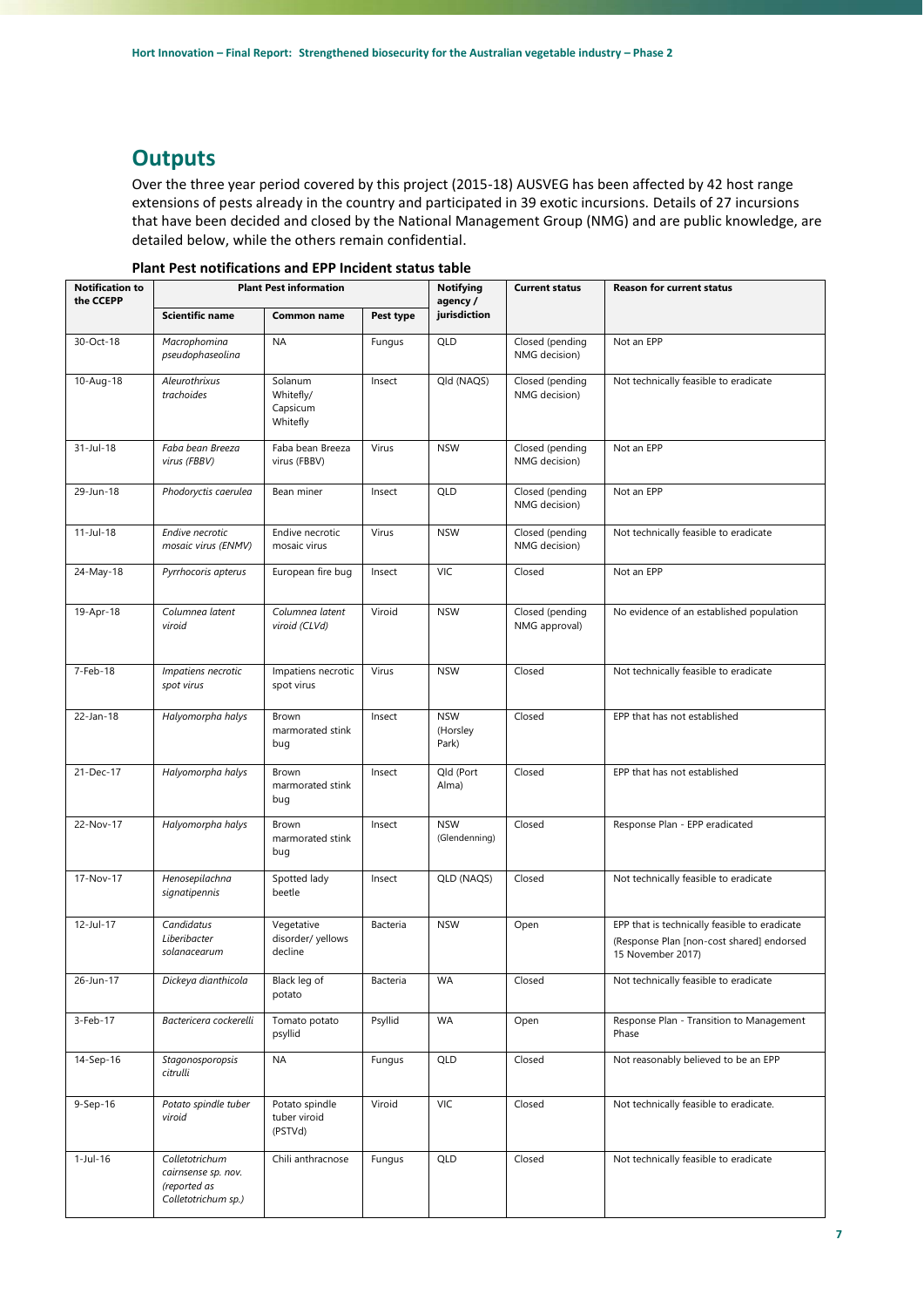## Outputs

Over the three year period covered by this project (2015-18) AUSVEG has been affected by 42 host range extensions of pests already in the country and participated in 39 exotic incursions. Details of 27 incursions that have been decided and closed by the National Management Group (NMG) and are public knowledge, are detailed below, while the others remain confidential.

**Plant Pest notifications and EPP Incident status table**

| Notification to the CCEPP | Plant Pest information | | | Notifying agency / jurisdiction | Current status | Reason for current status |
|---|---|---|---|---|---|---|
| | Scientific name | Common name | Pest type | | | |
| 30-Oct-18 | *Macrophomina pseudophaseolina* | NA | Fungus | QLD | Closed (pending NMG decision) | Not an EPP |
| 10-Aug-18 | *Aleurothrixus trachoides* | Solanum Whitefly/ Capsicum Whitefly | Insect | Qld (NAQS) | Closed (pending NMG decision) | Not technically feasible to eradicate |
| 31-Jul-18 | *Faba bean Breeza virus (FBBV)* | Faba bean Breeza virus (FBBV) | Virus | NSW | Closed (pending NMG decision) | Not an EPP |
| 29-Jun-18 | *Phodoryctis caerulea* | Bean miner | Insect | QLD | Closed (pending NMG decision) | Not an EPP |
| 11-Jul-18 | *Endive necrotic mosaic virus (ENMV)* | Endive necrotic mosaic virus | Virus | NSW | Closed (pending NMG decision) | Not technically feasible to eradicate |
| 24-May-18 | *Pyrrhocoris apterus* | European fire bug | Insect | VIC | Closed | Not an EPP |
| 19-Apr-18 | *Columnea latent viroid* | *Columnea latent viroid (CLVd)* | Viroid | NSW | Closed (pending NMG approval) | No evidence of an established population |
| 7-Feb-18 | *Impatiens necrotic spot virus* | Impatiens necrotic spot virus | Virus | NSW | Closed | Not technically feasible to eradicate |
| 22-Jan-18 | *Halyomorpha halys* | Brown marmorated stink bug | Insect | NSW (Horsley Park) | Closed | EPP that has not established |
| 21-Dec-17 | *Halyomorpha halys* | Brown marmorated stink bug | Insect | Qld (Port Alma) | Closed | EPP that has not established |
| 22-Nov-17 | *Halyomorpha halys* | Brown marmorated stink bug | Insect | NSW (Glendenning) | Closed | Response Plan - EPP eradicated |
| 17-Nov-17 | *Henosepilachna signatipennis* | Spotted lady beetle | Insect | QLD (NAQS) | Closed | Not technically feasible to eradicate |
| 12-Jul-17 | *Candidatus Liberibacter solanacearum* | Vegetative disorder/ yellows decline | Bacteria | NSW | Open | EPP that is technically feasible to eradicate (Response Plan [non-cost shared] endorsed 15 November 2017) |
| 26-Jun-17 | *Dickeya dianthicola* | Black leg of potato | Bacteria | WA | Closed | Not technically feasible to eradicate |
| 3-Feb-17 | *Bactericera cockerelli* | Tomato potato psyllid | Psyllid | WA | Open | Response Plan - Transition to Management Phase |
| 14-Sep-16 | *Stagonosporopsis citrulli* | NA | Fungus | QLD | Closed | Not reasonably believed to be an EPP |
| 9-Sep-16 | *Potato spindle tuber viroid* | Potato spindle tuber viroid (PSTVd) | Viroid | VIC | Closed | Not technically feasible to eradicate. |
| 1-Jul-16 | *Colletotrichum cairnsense sp. nov. (reported as Colletotrichum sp.)* | Chili anthracnose | Fungus | QLD | Closed | Not technically feasible to eradicate |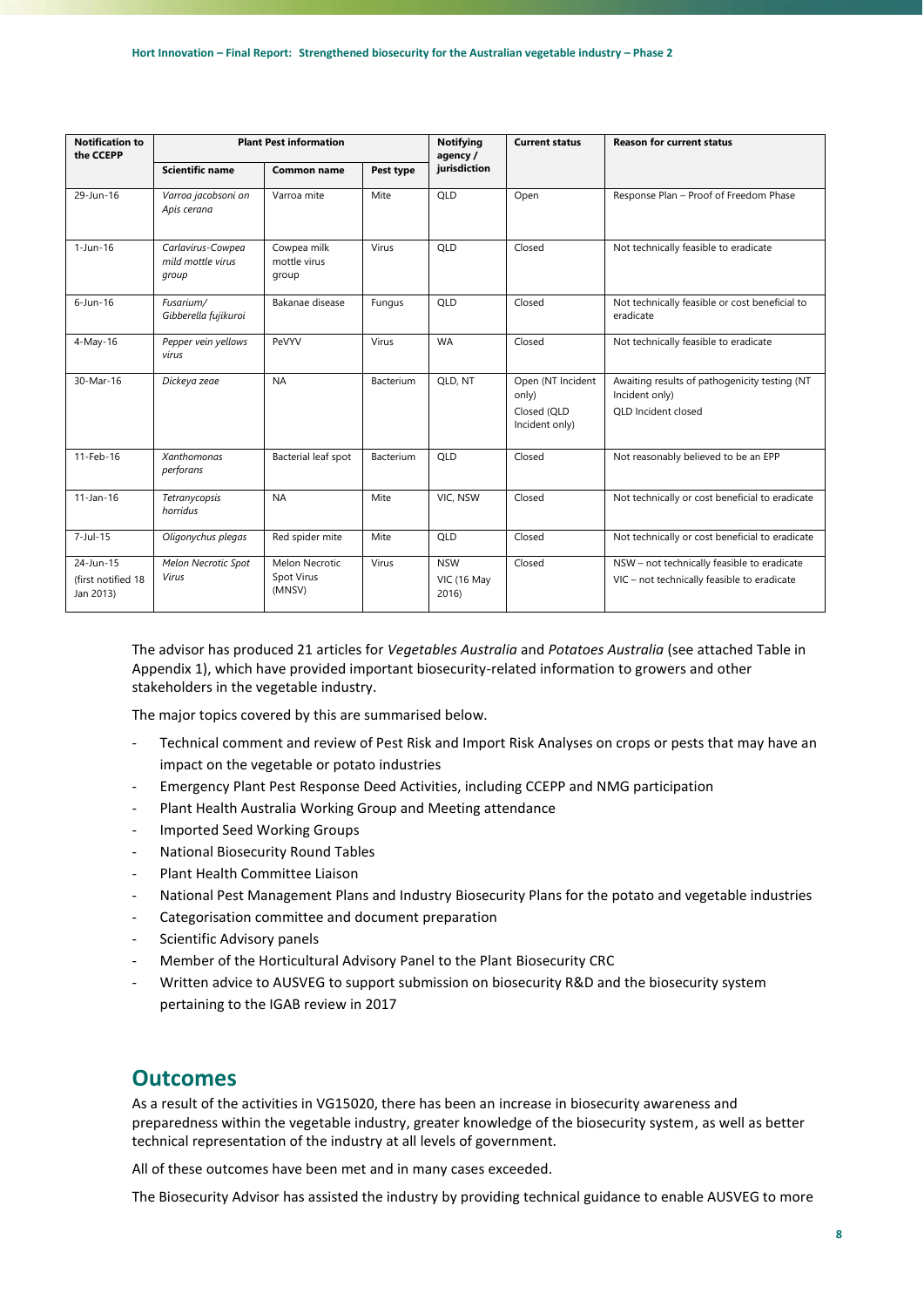| Notification to the CCEPP | Plant Pest information | | | Notifying agency / jurisdiction | Current status | Reason for current status |
|---|---|---|---|---|---|---|
| | Scientific name | Common name | Pest type | | | |
| 29-Jun-16 | *Varroa jacobsoni on Apis cerana* | Varroa mite | Mite | QLD | Open | Response Plan – Proof of Freedom Phase |
| 1-Jun-16 | *Carlavirus-Cowpea mild mottle virus group* | Cowpea milk mottle virus group | Virus | QLD | Closed | Not technically feasible to eradicate |
| 6-Jun-16 | *Fusarium/ Gibberella fujikuroi* | Bakanae disease | Fungus | QLD | Closed | Not technically feasible or cost beneficial to eradicate |
| 4-May-16 | *Pepper vein yellows virus* | PeVYV | Virus | WA | Closed | Not technically feasible to eradicate |
| 30-Mar-16 | *Dickeya zeae* | NA | Bacterium | QLD, NT | Open (NT Incident only)<br>Closed (QLD Incident only) | Awaiting results of pathogenicity testing (NT Incident only)<br>QLD Incident closed |
| 11-Feb-16 | *Xanthomonas perforans* | Bacterial leaf spot | Bacterium | QLD | Closed | Not reasonably believed to be an EPP |
| 11-Jan-16 | *Tetranycopsis horridus* | NA | Mite | VIC, NSW | Closed | Not technically or cost beneficial to eradicate |
| 7-Jul-15 | *Oligonychus plegas* | Red spider mite | Mite | QLD | Closed | Not technically or cost beneficial to eradicate |
| 24-Jun-15 (first notified 18 Jan 2013) | *Melon Necrotic Spot Virus* | Melon Necrotic Spot Virus (MNSV) | Virus | NSW<br>VIC (16 May 2016) | Closed | NSW – not technically feasible to eradicate<br>VIC – not technically feasible to eradicate |

The advisor has produced 21 articles for *Vegetables Australia* and *Potatoes Australia* (see attached Table in Appendix 1), which have provided important biosecurity-related information to growers and other stakeholders in the vegetable industry.

The major topics covered by this are summarised below.

- Technical comment and review of Pest Risk and Import Risk Analyses on crops or pests that may have an impact on the vegetable or potato industries
- Emergency Plant Pest Response Deed Activities, including CCEPP and NMG participation
- Plant Health Australia Working Group and Meeting attendance
- Imported Seed Working Groups
- National Biosecurity Round Tables
- Plant Health Committee Liaison
- National Pest Management Plans and Industry Biosecurity Plans for the potato and vegetable industries
- Categorisation committee and document preparation
- Scientific Advisory panels
- Member of the Horticultural Advisory Panel to the Plant Biosecurity CRC
- Written advice to AUSVEG to support submission on biosecurity R&D and the biosecurity system pertaining to the IGAB review in 2017

# Outcomes

As a result of the activities in VG15020, there has been an increase in biosecurity awareness and preparedness within the vegetable industry, greater knowledge of the biosecurity system, as well as better technical representation of the industry at all levels of government.

All of these outcomes have been met and in many cases exceeded.

The Biosecurity Advisor has assisted the industry by providing technical guidance to enable AUSVEG to more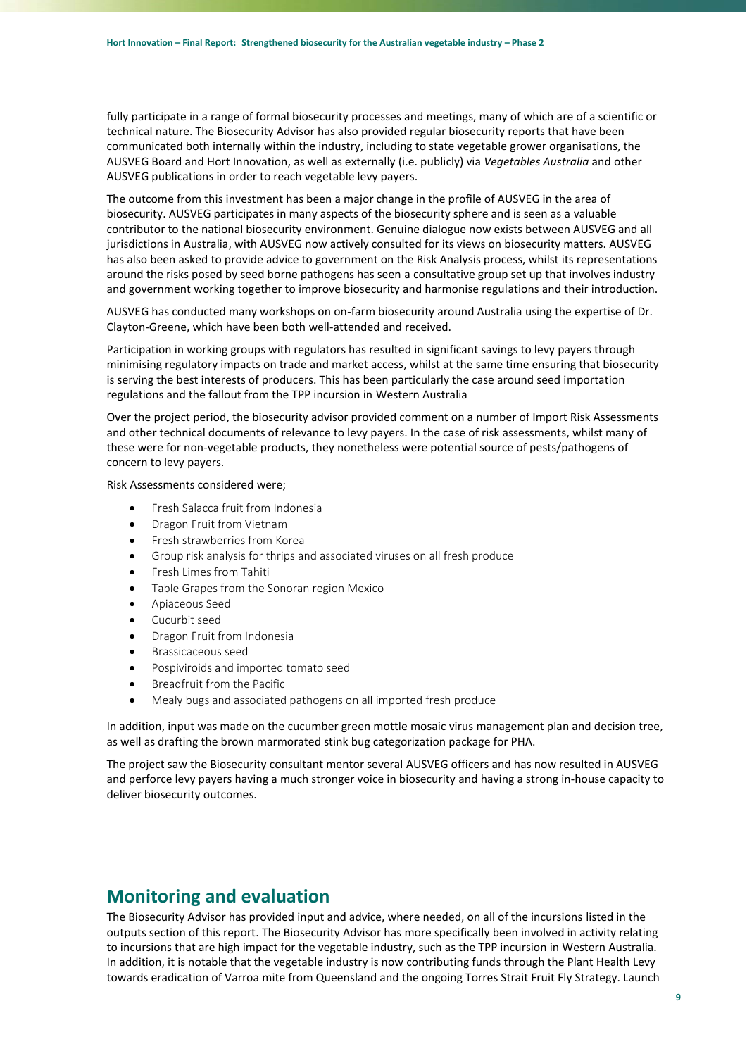fully participate in a range of formal biosecurity processes and meetings, many of which are of a scientific or technical nature. The Biosecurity Advisor has also provided regular biosecurity reports that have been communicated both internally within the industry, including to state vegetable grower organisations, the AUSVEG Board and Hort Innovation, as well as externally (i.e. publicly) via *Vegetables Australia* and other AUSVEG publications in order to reach vegetable levy payers.

The outcome from this investment has been a major change in the profile of AUSVEG in the area of biosecurity. AUSVEG participates in many aspects of the biosecurity sphere and is seen as a valuable contributor to the national biosecurity environment. Genuine dialogue now exists between AUSVEG and all jurisdictions in Australia, with AUSVEG now actively consulted for its views on biosecurity matters. AUSVEG has also been asked to provide advice to government on the Risk Analysis process, whilst its representations around the risks posed by seed borne pathogens has seen a consultative group set up that involves industry and government working together to improve biosecurity and harmonise regulations and their introduction.

AUSVEG has conducted many workshops on on-farm biosecurity around Australia using the expertise of Dr. Clayton-Greene, which have been both well-attended and received.

Participation in working groups with regulators has resulted in significant savings to levy payers through minimising regulatory impacts on trade and market access, whilst at the same time ensuring that biosecurity is serving the best interests of producers. This has been particularly the case around seed importation regulations and the fallout from the TPP incursion in Western Australia

Over the project period, the biosecurity advisor provided comment on a number of Import Risk Assessments and other technical documents of relevance to levy payers. In the case of risk assessments, whilst many of these were for non-vegetable products, they nonetheless were potential source of pests/pathogens of concern to levy payers.

Risk Assessments considered were;

- Fresh Salacca fruit from Indonesia
- Dragon Fruit from Vietnam
- Fresh strawberries from Korea
- Group risk analysis for thrips and associated viruses on all fresh produce
- Fresh Limes from Tahiti
- Table Grapes from the Sonoran region Mexico
- Apiaceous Seed
- Cucurbit seed
- Dragon Fruit from Indonesia
- Brassicaceous seed
- Pospiviroids and imported tomato seed
- Breadfruit from the Pacific
- Mealy bugs and associated pathogens on all imported fresh produce

In addition, input was made on the cucumber green mottle mosaic virus management plan and decision tree, as well as drafting the brown marmorated stink bug categorization package for PHA.

The project saw the Biosecurity consultant mentor several AUSVEG officers and has now resulted in AUSVEG and perforce levy payers having a much stronger voice in biosecurity and having a strong in-house capacity to deliver biosecurity outcomes.

## Monitoring and evaluation

The Biosecurity Advisor has provided input and advice, where needed, on all of the incursions listed in the outputs section of this report. The Biosecurity Advisor has more specifically been involved in activity relating to incursions that are high impact for the vegetable industry, such as the TPP incursion in Western Australia. In addition, it is notable that the vegetable industry is now contributing funds through the Plant Health Levy towards eradication of Varroa mite from Queensland and the ongoing Torres Strait Fruit Fly Strategy. Launch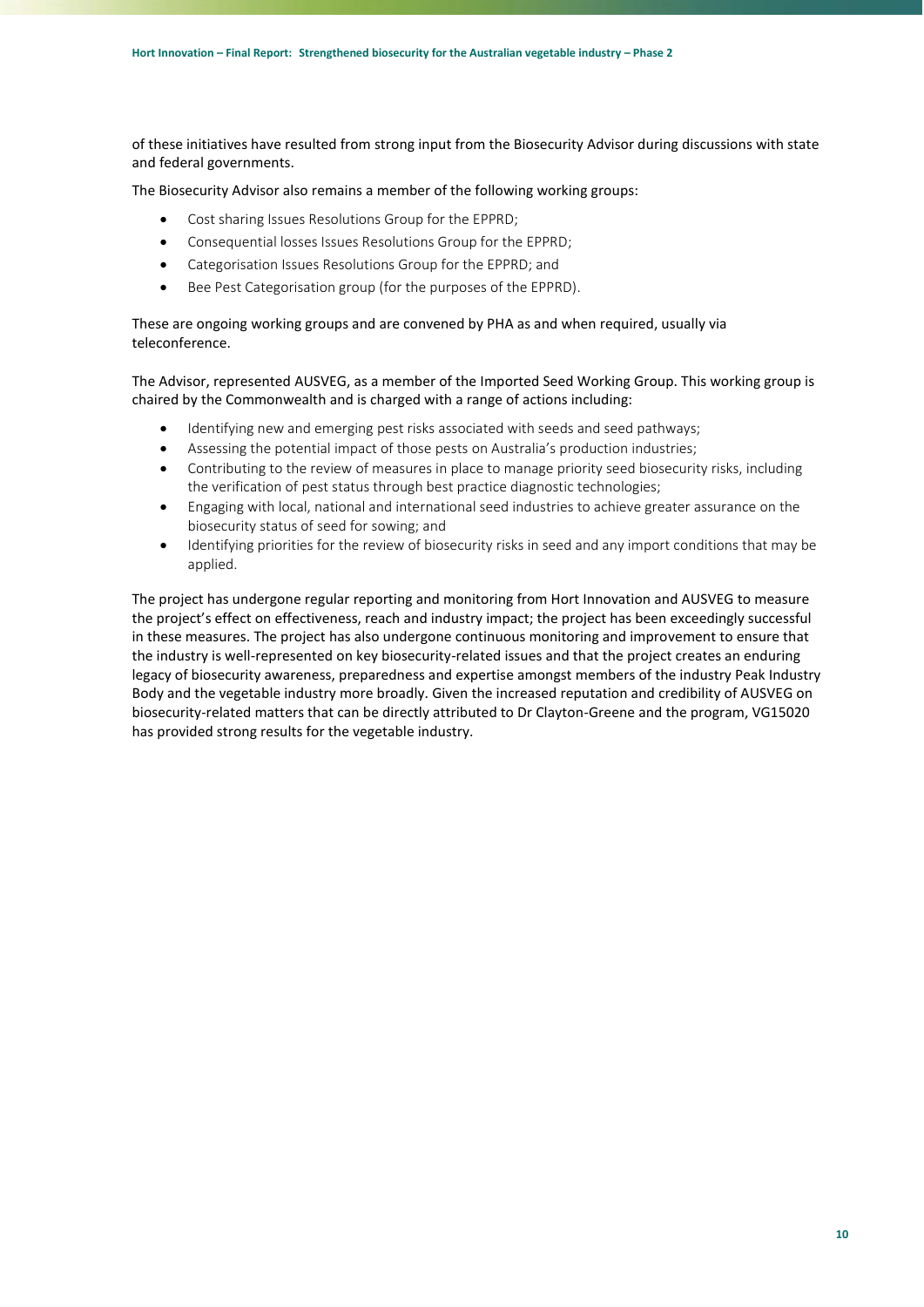of these initiatives have resulted from strong input from the Biosecurity Advisor during discussions with state and federal governments.

The Biosecurity Advisor also remains a member of the following working groups:

- Cost sharing Issues Resolutions Group for the EPPRD;
- Consequential losses Issues Resolutions Group for the EPPRD;
- Categorisation Issues Resolutions Group for the EPPRD; and
- Bee Pest Categorisation group (for the purposes of the EPPRD).

These are ongoing working groups and are convened by PHA as and when required, usually via teleconference.

The Advisor, represented AUSVEG, as a member of the Imported Seed Working Group. This working group is chaired by the Commonwealth and is charged with a range of actions including:

- Identifying new and emerging pest risks associated with seeds and seed pathways;
- Assessing the potential impact of those pests on Australia's production industries;
- Contributing to the review of measures in place to manage priority seed biosecurity risks, including the verification of pest status through best practice diagnostic technologies;
- Engaging with local, national and international seed industries to achieve greater assurance on the biosecurity status of seed for sowing; and
- Identifying priorities for the review of biosecurity risks in seed and any import conditions that may be applied.

The project has undergone regular reporting and monitoring from Hort Innovation and AUSVEG to measure the project's effect on effectiveness, reach and industry impact; the project has been exceedingly successful in these measures. The project has also undergone continuous monitoring and improvement to ensure that the industry is well-represented on key biosecurity-related issues and that the project creates an enduring legacy of biosecurity awareness, preparedness and expertise amongst members of the industry Peak Industry Body and the vegetable industry more broadly. Given the increased reputation and credibility of AUSVEG on biosecurity-related matters that can be directly attributed to Dr Clayton-Greene and the program, VG15020 has provided strong results for the vegetable industry.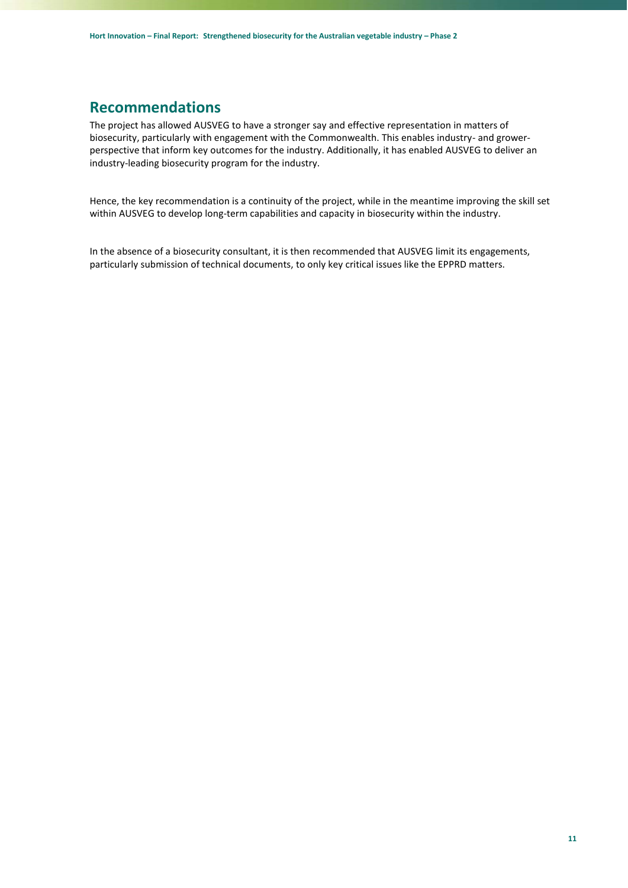## Recommendations

The project has allowed AUSVEG to have a stronger say and effective representation in matters of biosecurity, particularly with engagement with the Commonwealth. This enables industry- and grower-perspective that inform key outcomes for the industry. Additionally, it has enabled AUSVEG to deliver an industry-leading biosecurity program for the industry.

Hence, the key recommendation is a continuity of the project, while in the meantime improving the skill set within AUSVEG to develop long-term capabilities and capacity in biosecurity within the industry.

In the absence of a biosecurity consultant, it is then recommended that AUSVEG limit its engagements, particularly submission of technical documents, to only key critical issues like the EPPRD matters.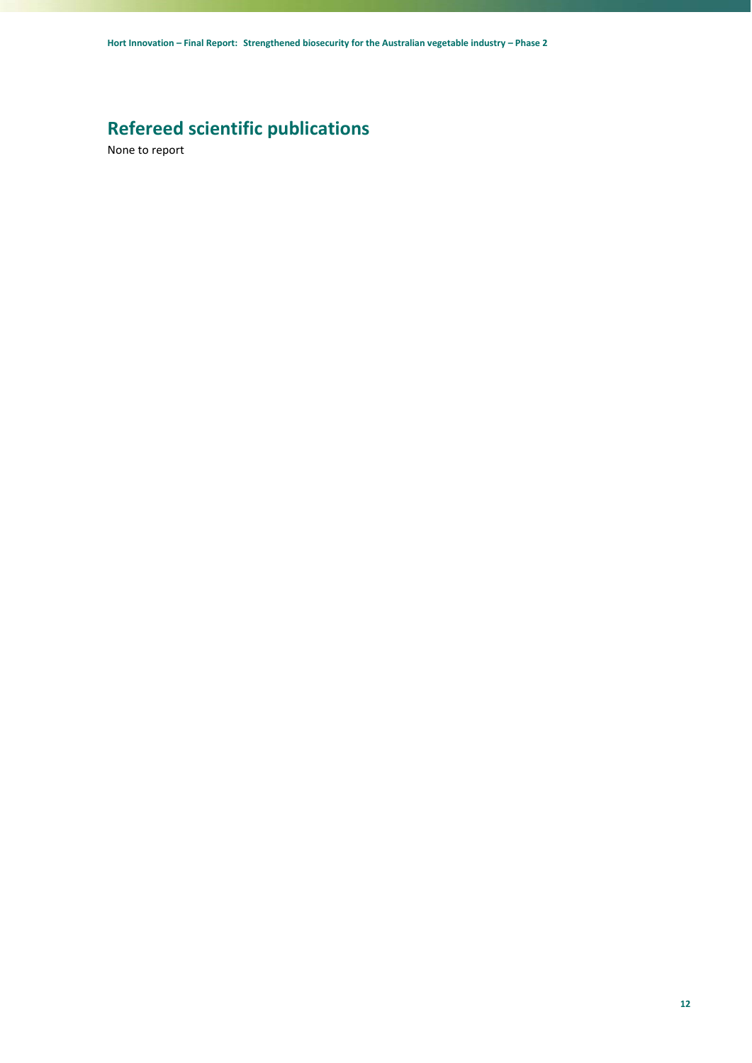## Refereed scientific publications

None to report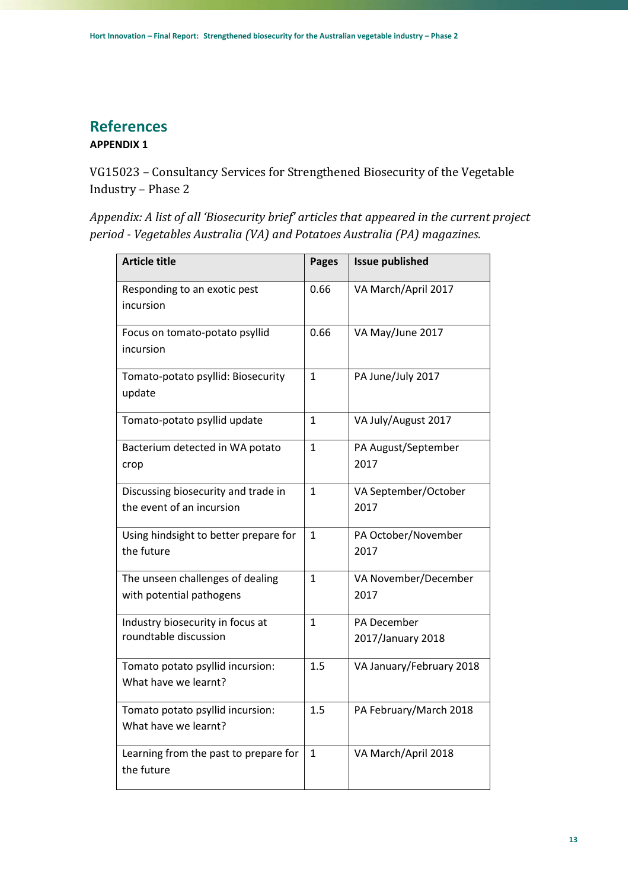# References

**APPENDIX 1**

VG15023 – Consultancy Services for Strengthened Biosecurity of the Vegetable Industry – Phase 2

*Appendix: A list of all 'Biosecurity brief' articles that appeared in the current project period - Vegetables Australia (VA) and Potatoes Australia (PA) magazines.*

| Article title | Pages | Issue published |
|---|---|---|
| Responding to an exotic pest incursion | 0.66 | VA March/April 2017 |
| Focus on tomato-potato psyllid incursion | 0.66 | VA May/June 2017 |
| Tomato-potato psyllid: Biosecurity update | 1 | PA June/July 2017 |
| Tomato-potato psyllid update | 1 | VA July/August 2017 |
| Bacterium detected in WA potato crop | 1 | PA August/September 2017 |
| Discussing biosecurity and trade in the event of an incursion | 1 | VA September/October 2017 |
| Using hindsight to better prepare for the future | 1 | PA October/November 2017 |
| The unseen challenges of dealing with potential pathogens | 1 | VA November/December 2017 |
| Industry biosecurity in focus at roundtable discussion | 1 | PA December 2017/January 2018 |
| Tomato potato psyllid incursion: What have we learnt? | 1.5 | VA January/February 2018 |
| Tomato potato psyllid incursion: What have we learnt? | 1.5 | PA February/March 2018 |
| Learning from the past to prepare for the future | 1 | VA March/April 2018 |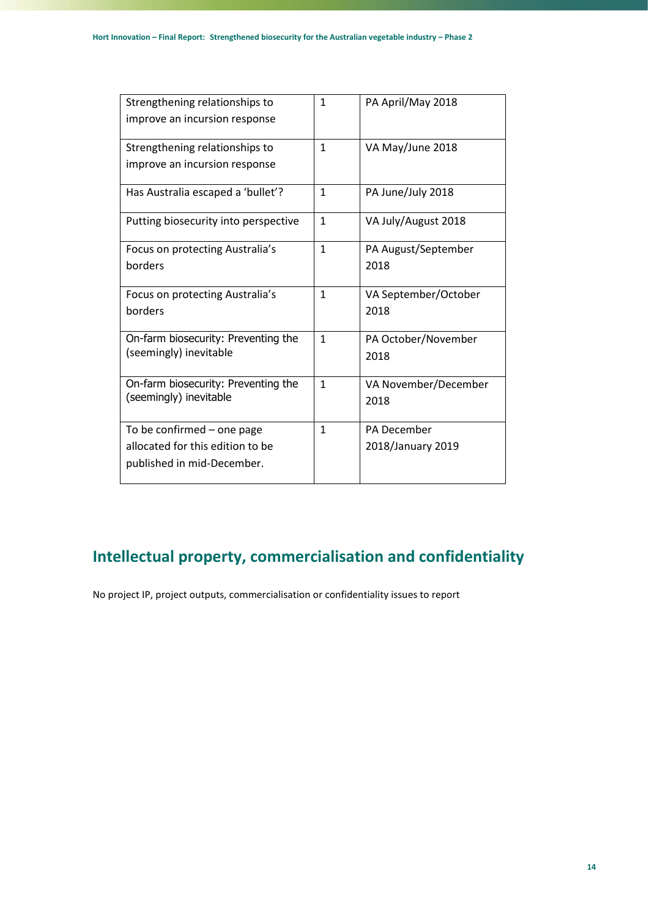| | | |
|---|---|---|
| Strengthening relationships to improve an incursion response | 1 | PA April/May 2018 |
| Strengthening relationships to improve an incursion response | 1 | VA May/June 2018 |
| Has Australia escaped a 'bullet'? | 1 | PA June/July 2018 |
| Putting biosecurity into perspective | 1 | VA July/August 2018 |
| Focus on protecting Australia's borders | 1 | PA August/September 2018 |
| Focus on protecting Australia's borders | 1 | VA September/October 2018 |
| On-farm biosecurity: Preventing the (seemingly) inevitable | 1 | PA October/November 2018 |
| On-farm biosecurity: Preventing the (seemingly) inevitable | 1 | VA November/December 2018 |
| To be confirmed – one page allocated for this edition to be published in mid-December. | 1 | PA December 2018/January 2019 |

## Intellectual property, commercialisation and confidentiality

No project IP, project outputs, commercialisation or confidentiality issues to report